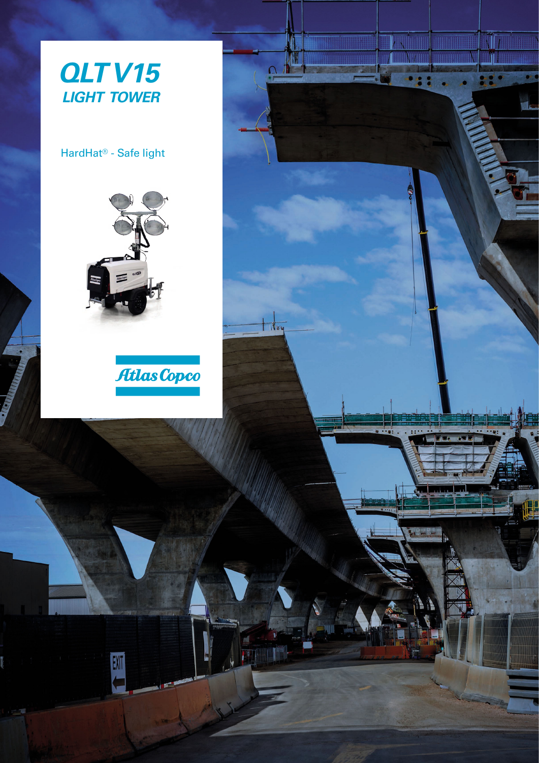# QLT V15
## LIGHT TOWER

HardHat® - Safe light

Atlas Copco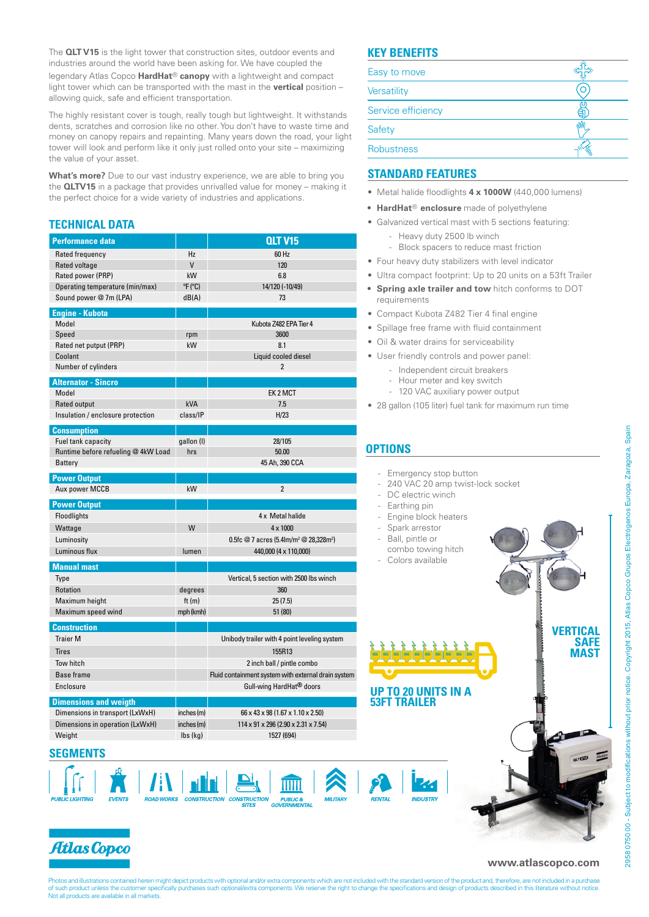The **QLT V15** is the light tower that construction sites, outdoor events and industries around the world have been asking for. We have coupled the legendary Atlas Copco **HardHat**® **canopy** with a lightweight and compact light tower which can be transported with the mast in the **vertical** position – allowing quick, safe and efficient transportation.

The highly resistant cover is tough, really tough but lightweight. It withstands dents, scratches and corrosion like no other. You don't have to waste time and money on canopy repairs and repainting. Many years down the road, your light tower will look and perform like it only just rolled onto your site – maximizing the value of your asset.

**What's more?** Due to our vast industry experience, we are able to bring you the **QLTV15** in a package that provides unrivalled value for money – making it the perfect choice for a wide variety of industries and applications.

## TECHNICAL DATA

| Performance data | | QLT V15 |
|---|---|---|
| Rated frequency | Hz | 60 Hz |
| Rated voltage | V | 120 |
| Rated power (PRP) | kW | 6.8 |
| Operating temperature (min/max) | °F (°C) | 14/120 (-10/49) |
| Sound power @ 7m (LPA) | dB(A) | 73 |
| **Engine - Kubota** | | |
| Model | | Kubota Z482 EPA Tier 4 |
| Speed | rpm | 3600 |
| Rated net putput (PRP) | kW | 8.1 |
| Coolant | | Liquid cooled diesel |
| Number of cylinders | | 2 |
| **Alternator - Sincro** | | |
| Model | | EK 2 MCT |
| Rated output | kVA | 7.5 |
| Insulation / enclosure protection | class/IP | H/23 |
| **Consumption** | | |
| Fuel tank capacity | gallon (l) | 28/105 |
| Runtime before refueling @ 4kW Load | hrs | 50.00 |
| Battery | | 45 Ah, 390 CCA |
| **Power Output** | | |
| Aux power MCCB | kW | 2 |
| **Power Output** | | |
| Floodlights | | 4 x Metal halide |
| Wattage | W | 4 x 1000 |
| Luminosity | | 0.5fc @ 7 acres (5.4lm/m² @ 28,328m²) |
| Luminous flux | lumen | 440,000 (4 x 110,000) |
| **Manual mast** | | |
| Type | | Vertical, 5 section with 2500 lbs winch |
| Rotation | degrees | 360 |
| Maximum height | ft (m) | 25 (7.5) |
| Maximum speed wind | mph (kmh) | 51 (80) |
| **Construction** | | |
| Traier M | | Unibody trailer with 4 point leveling system |
| Tires | | 155R13 |
| Tow hitch | | 2 inch ball / pintle combo |
| Base frame | | Fluid containment system with external drain system |
| Enclosure | | Gull-wing HardHat® doors |
| **Dimensions and weigth** | | |
| Dimensions in transport (LxWxH) | inches (m) | 66 x 43 x 98 (1.67 x 1.10 x 2.50) |
| Dimensions in operation (LxWxH) | inches (m) | 114 x 91 x 296 (2.90 x 2.31 x 7.54) |
| Weight | lbs (kg) | 1527 (694) |

## SEGMENTS

PUBLIC LIGHTING · EVENTS · ROAD WORKS · CONSTRUCTION · CONSTRUCTION SITES · PUBLIC & GOVERNMENTAL · MILITARY · RENTAL · INDUSTRY

## KEY BENEFITS

- Easy to move
- Versatility
- Service efficiency
- Safety
- Robustness

## STANDARD FEATURES

- Metal halide floodlights **4 x 1000W** (440,000 lumens)
- **HardHat**® **enclosure** made of polyethylene
- Galvanized vertical mast with 5 sections featuring:
  - Heavy duty 2500 lb winch
  - Block spacers to reduce mast friction
- Four heavy duty stabilizers with level indicator
- Ultra compact footprint: Up to 20 units on a 53ft Trailer
- **Spring axle trailer and tow** hitch conforms to DOT requirements
- Compact Kubota Z482 Tier 4 final engine
- Spillage free frame with fluid containment
- Oil & water drains for serviceability
- User friendly controls and power panel:
  - Independent circuit breakers
  - Hour meter and key switch
  - 120 VAC auxiliary power output
- 28 gallon (105 liter) fuel tank for maximum run time

## OPTIONS

- Emergency stop button
- 240 VAC 20 amp twist-lock socket
- DC electric winch
- Earthing pin
- Engine block heaters
- Spark arrestor
- Ball, pintle or combo towing hitch
- Colors available

UP TO 20 UNITS IN A 53FT TRAILER

VERTICAL SAFE MAST

Atlas Copco

www.atlascopco.com

2958 0750 00 - Subject to modifications without prior notice. Copyright 2015, Atlas Copco Grupos Electrógenos Europa, Zaragoza, Spain

Photos and illustrations contained herein might depict products with optional and/or extra components which are not included with the standard version of the product and, therefore, are not included in a purchase of such product unless the customer specifically purchases such optional/extra components. We reserve the right to change the specifications and design of products described in this literature without notice. Not all products are available in all markets.